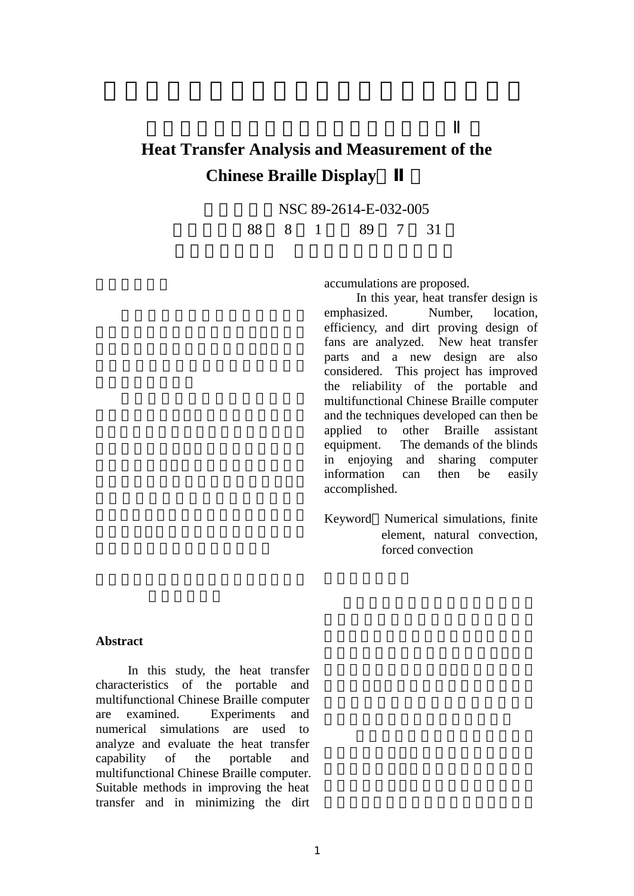# Heat Transfer Analysis and Measurement of the Chinese Braille Display（Ⅱ）

NSC 89-2614-E-032-005

88 8 1 89 7 31

## Abstract

In this study, the heat transfer characteristics of the portable and multifunctional Chinese Braille computer are examined. Experiments and numerical simulations are used to analyze and evaluate the heat transfer capability of the portable and multifunctional Chinese Braille computer. Suitable methods in improving the heat transfer and in minimizing the dirt accumulations are proposed.

In this year, heat transfer design is emphasized. Number, location, efficiency, and dirt proving design of fans are analyzed. New heat transfer parts and a new design are also considered. This project has improved the reliability of the portable and multifunctional Chinese Braille computer and the techniques developed can then be applied to other Braille assistant equipment. The demands of the blinds in enjoying and sharing computer information can then be easily accomplished.

Keyword：Numerical simulations, finite element, natural convection, forced convection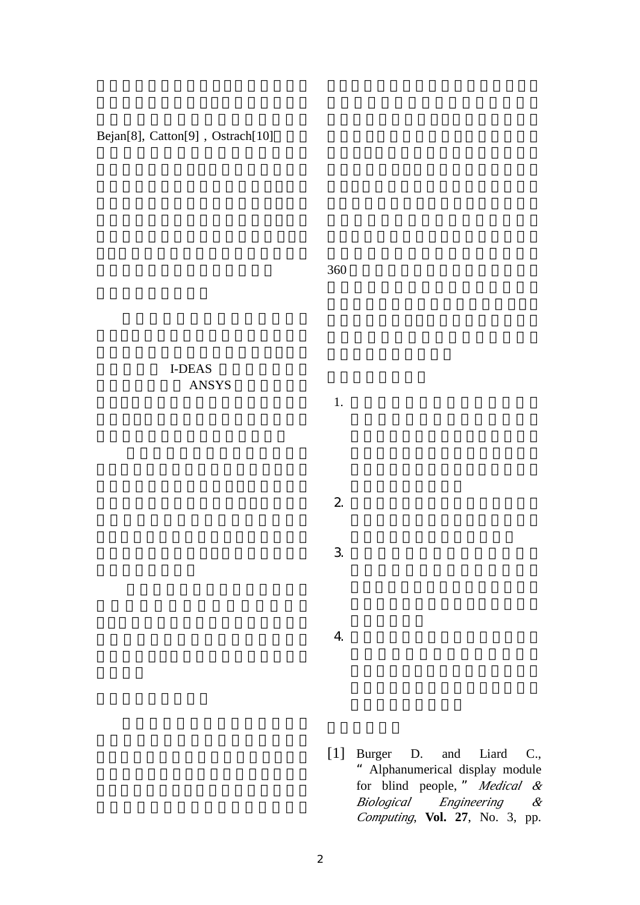Bejan[8], Catton[9] , Ostrach[10]

I-DEAS

ANSYS

360

1.

2.

3.

4.

[1] Burger D. and Liard C., " Alphanumerical display module for blind people, " *Medical & Biological Engineering & Computing*, **Vol. 27**, No. 3, pp.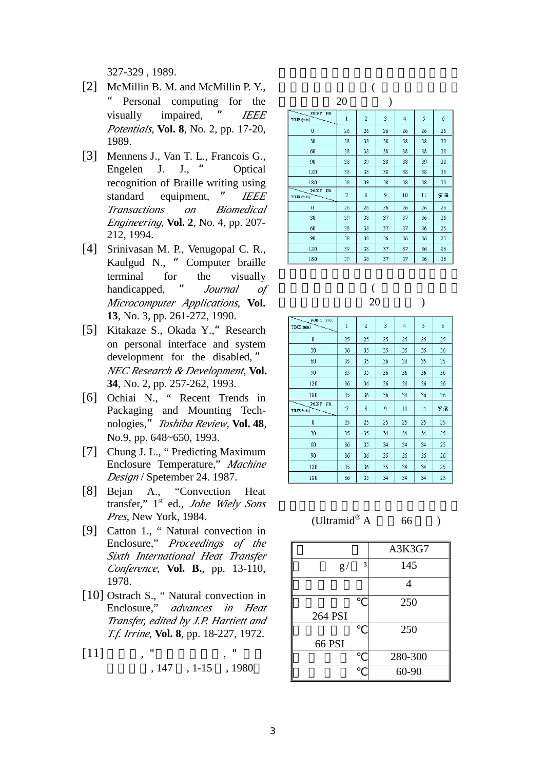327-329 , 1989.

[2] McMillin B. M. and McMillin P. Y., “ Personal computing for the visually impaired, ” *IEEE Potentials*, **Vol. 8**, No. 2, pp. 17-20, 1989.

[3] Mennens J., Van T. L., Francois G., Engelen J. J., “ Optical recognition of Braille writing using standard equipment, ” *IEEE Transactions on Biomedical Engineering*, **Vol. 2**, No. 4, pp. 207-212, 1994.

[4] Srinivasan M. P., Venugopal C. R., Kaulgud N., “ Computer braille terminal for the visually handicapped, ” *Journal of Microcomputer Applications*, **Vol. 13**, No. 3, pp. 261-272, 1990.

[5] Kitakaze S., Okada Y.,“ Research on personal interface and system development for the disabled,” *NEC Research & Development*, **Vol. 34**, No. 2, pp. 257-262, 1993.

[6] Ochiai N., “ Recent Trends in Packaging and Mounting Technologies,” *Toshiba Review*, **Vol. 48**, No.9, pp. 648~650, 1993.

[7] Chung J. L., “ Predicting Maximum Enclosure Temperature,” *Machine Design* / Spetember 24. 1987.

[8] Bejan A., “Convection Heat transfer,” 1st ed., *Johe Wiely Sons Pres*, New York, 1984.

[9] Catton 1., “ Natural convection in Enclosure,” *Proceedings of the Sixth International Heat Transfer Conference*, **Vol. B.**, pp. 13-110, 1978.

[10] Ostrach S., “ Natural convection in Enclosure,” *advances in Heat Transfer, edited by J.P. Hartiett and T.f. Irrine*, **Vol. 8**, pp. 18-227, 1972.

[11] , " , " , 147 , 1-15 , 1980

( 20 )

| POINT NO. / TIME (min) | 1 | 2 | 3 | 4 | 5 | 6 |
|---|---|---|---|---|---|---|
| 0 | 26 | 26 | 26 | 26 | 26 | 26 |
| 30 | 38 | 38 | 38 | 38 | 38 | 38 |
| 60 | 38 | 38 | 38 | 38 | 38 | 38 |
| 90 | 38 | 39 | 38 | 38 | 39 | 38 |
| 120 | 38 | 38 | 38 | 38 | 38 | 38 |
| 180 | 38 | 39 | 38 | 38 | 38 | 38 |
| POINT NO. / TIME (min) | 7 | 8 | 9 | 10 | 11 | 室溫 |
| 0 | 26 | 26 | 26 | 26 | 26 | 26 |
| 30 | 39 | 38 | 37 | 37 | 36 | 26 |
| 60 | 38 | 38 | 37 | 37 | 36 | 25 |
| 90 | 38 | 38 | 36 | 36 | 36 | 25 |
| 120 | 39 | 38 | 37 | 37 | 36 | 26 |
| 180 | 39 | 38 | 37 | 37 | 36 | 26 |

( 20 )

| POINT NO. / TIME (min) | 1 | 2 | 3 | 4 | 5 | 6 |
|---|---|---|---|---|---|---|
| 0 | 25 | 25 | 25 | 25 | 25 | 25 |
| 30 | 36 | 35 | 35 | 35 | 35 | 36 |
| 60 | 35 | 35 | 36 | 36 | 35 | 35 |
| 90 | 35 | 35 | 36 | 36 | 36 | 36 |
| 120 | 36 | 36 | 36 | 36 | 36 | 36 |
| 180 | 35 | 36 | 36 | 36 | 36 | 36 |
| POINT NO. / TIME (min) | 7 | 8 | 9 | 10 | 11 | 室溫 |
| 0 | 25 | 25 | 25 | 25 | 25 | 25 |
| 30 | 35 | 35 | 34 | 34 | 34 | 25 |
| 60 | 36 | 35 | 34 | 34 | 34 | 25 |
| 90 | 36 | 36 | 35 | 35 | 35 | 26 |
| 120 | 35 | 36 | 35 | 34 | 34 | 25 |
| 180 | 36 | 35 | 34 | 34 | 34 | 25 |

(Ultramid® A 66 )

| | A3K3G7 |
|---|---|
| g/ ³ | 145 |
| | 4 |
| ℃ 264 PSI | 250 |
| ℃ 66 PSI | 250 |
| ℃ | 280-300 |
| ℃ | 60-90 |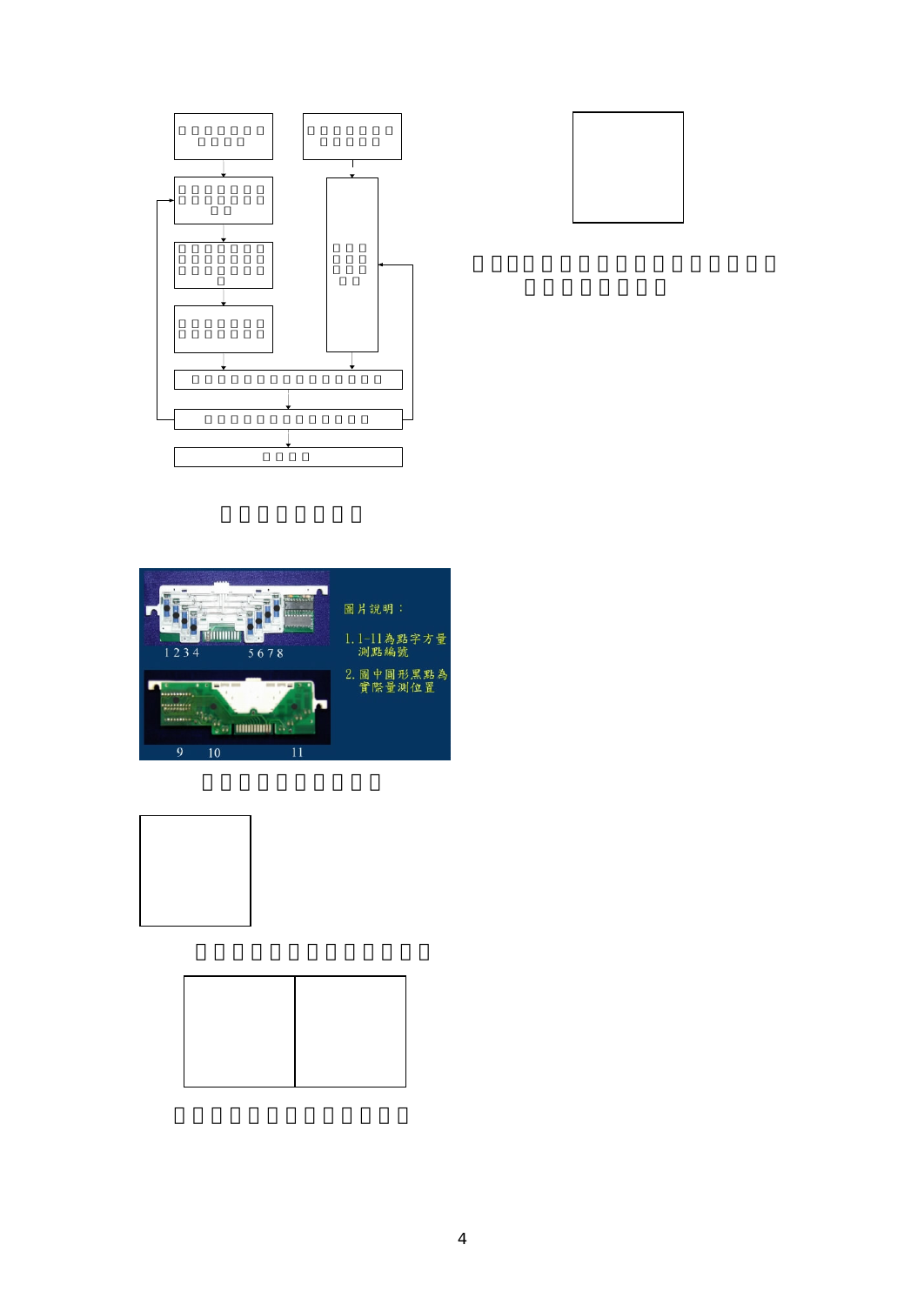1234 5678

9 10 11

圖片說明：

1. 1-11為點字方量測點編號

2. 圖中圓形黑點為實際量測位置